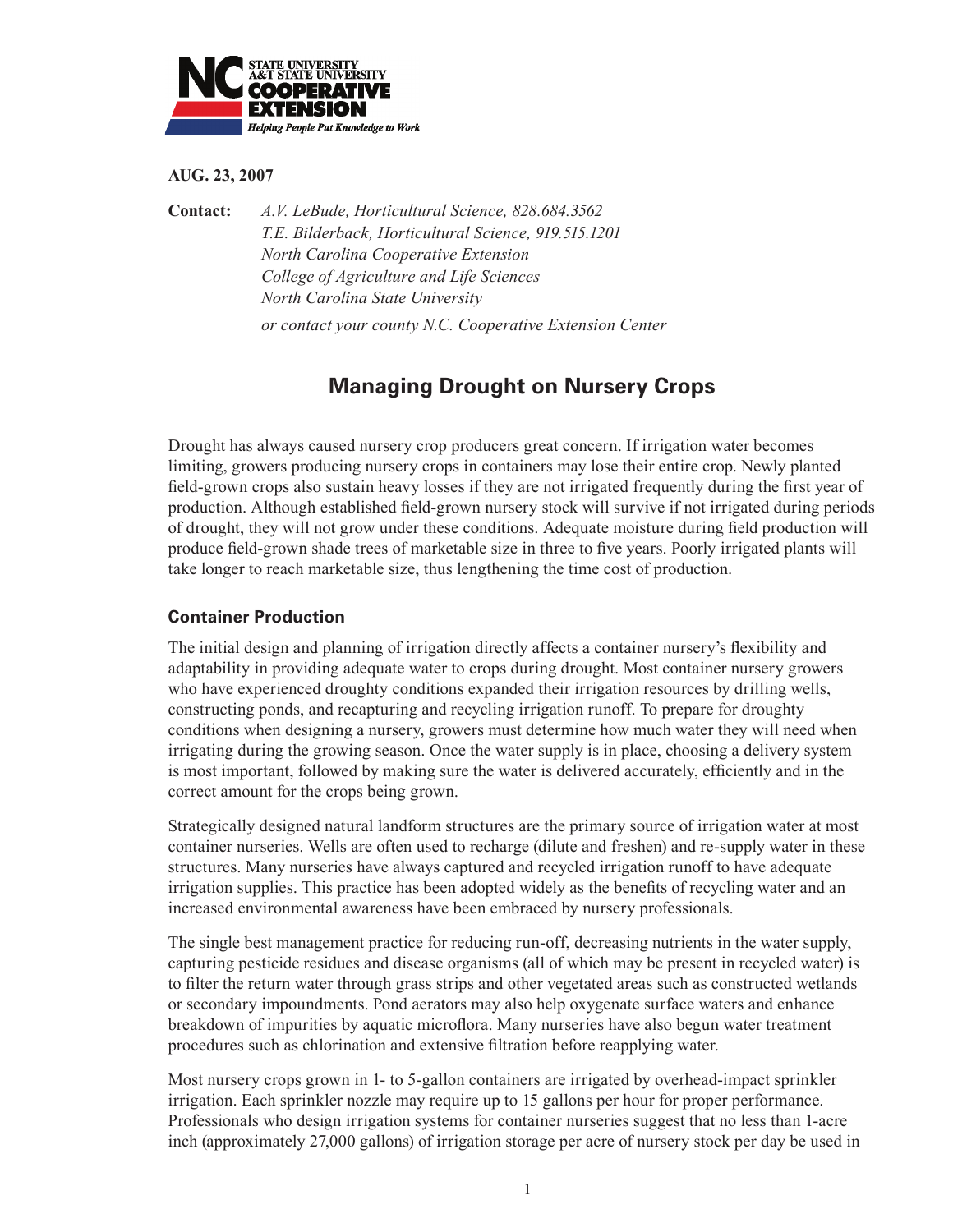NC STATE UNIVERSITY
A&T STATE UNIVERSITY
COOPERATIVE EXTENSION
*Helping People Put Knowledge to Work*

**AUG. 23, 2007**

**Contact:** *A.V. LeBude, Horticultural Science, 828.684.3562*
*T.E. Bilderback, Horticultural Science, 919.515.1201*
*North Carolina Cooperative Extension*
*College of Agriculture and Life Sciences*
*North Carolina State University*
*or contact your county N.C. Cooperative Extension Center*

# Managing Drought on Nursery Crops

Drought has always caused nursery crop producers great concern. If irrigation water becomes limiting, growers producing nursery crops in containers may lose their entire crop. Newly planted field-grown crops also sustain heavy losses if they are not irrigated frequently during the first year of production. Although established field-grown nursery stock will survive if not irrigated during periods of drought, they will not grow under these conditions. Adequate moisture during field production will produce field-grown shade trees of marketable size in three to five years. Poorly irrigated plants will take longer to reach marketable size, thus lengthening the time cost of production.

## Container Production

The initial design and planning of irrigation directly affects a container nursery's flexibility and adaptability in providing adequate water to crops during drought. Most container nursery growers who have experienced droughty conditions expanded their irrigation resources by drilling wells, constructing ponds, and recapturing and recycling irrigation runoff. To prepare for droughty conditions when designing a nursery, growers must determine how much water they will need when irrigating during the growing season. Once the water supply is in place, choosing a delivery system is most important, followed by making sure the water is delivered accurately, efficiently and in the correct amount for the crops being grown.

Strategically designed natural landform structures are the primary source of irrigation water at most container nurseries. Wells are often used to recharge (dilute and freshen) and re-supply water in these structures. Many nurseries have always captured and recycled irrigation runoff to have adequate irrigation supplies. This practice has been adopted widely as the benefits of recycling water and an increased environmental awareness have been embraced by nursery professionals.

The single best management practice for reducing run-off, decreasing nutrients in the water supply, capturing pesticide residues and disease organisms (all of which may be present in recycled water) is to filter the return water through grass strips and other vegetated areas such as constructed wetlands or secondary impoundments. Pond aerators may also help oxygenate surface waters and enhance breakdown of impurities by aquatic microflora. Many nurseries have also begun water treatment procedures such as chlorination and extensive filtration before reapplying water.

Most nursery crops grown in 1- to 5-gallon containers are irrigated by overhead-impact sprinkler irrigation. Each sprinkler nozzle may require up to 15 gallons per hour for proper performance. Professionals who design irrigation systems for container nurseries suggest that no less than 1-acre inch (approximately 27,000 gallons) of irrigation storage per acre of nursery stock per day be used in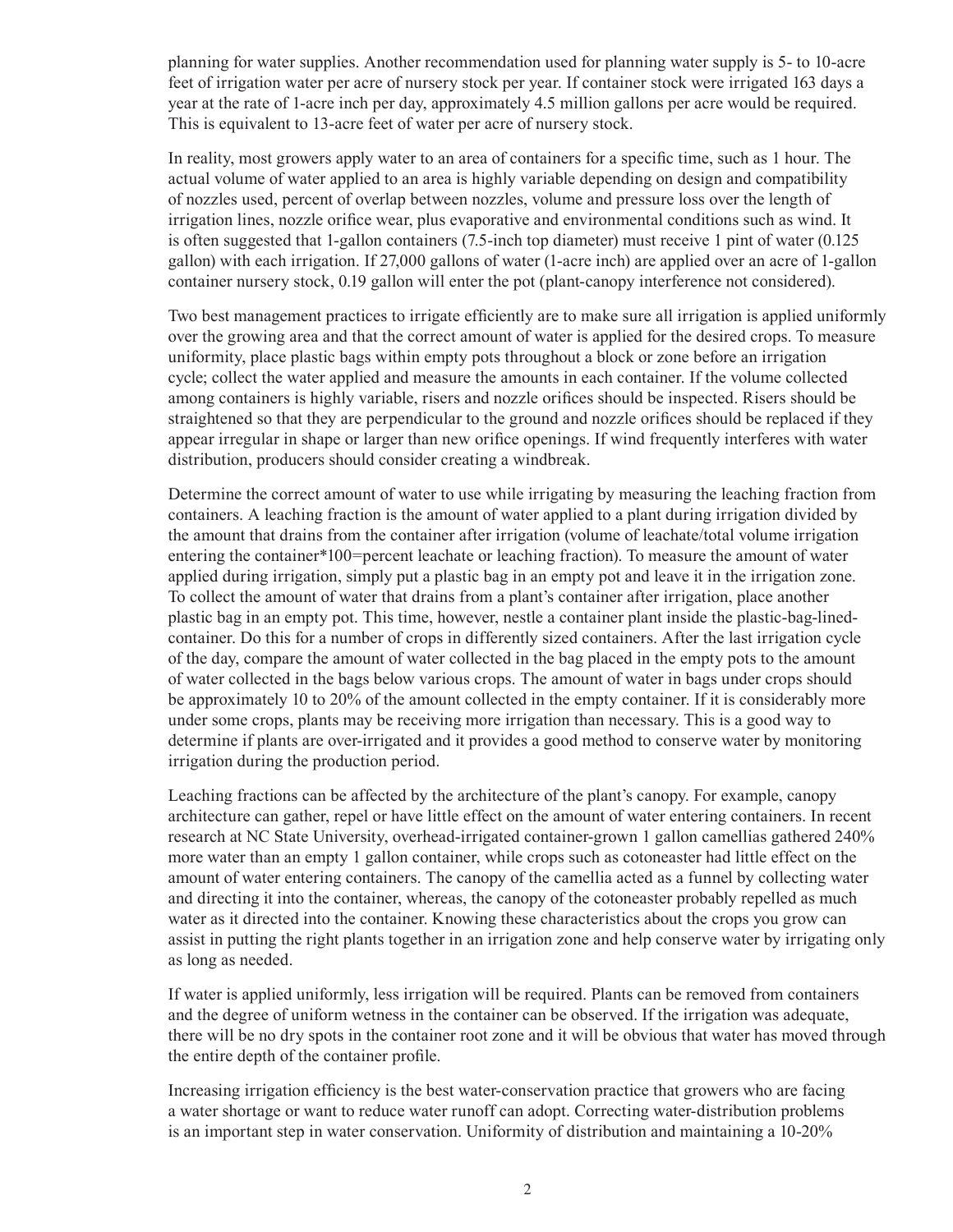planning for water supplies. Another recommendation used for planning water supply is 5- to 10-acre feet of irrigation water per acre of nursery stock per year. If container stock were irrigated 163 days a year at the rate of 1-acre inch per day, approximately 4.5 million gallons per acre would be required. This is equivalent to 13-acre feet of water per acre of nursery stock.

In reality, most growers apply water to an area of containers for a specific time, such as 1 hour. The actual volume of water applied to an area is highly variable depending on design and compatibility of nozzles used, percent of overlap between nozzles, volume and pressure loss over the length of irrigation lines, nozzle orifice wear, plus evaporative and environmental conditions such as wind. It is often suggested that 1-gallon containers (7.5-inch top diameter) must receive 1 pint of water (0.125 gallon) with each irrigation. If 27,000 gallons of water (1-acre inch) are applied over an acre of 1-gallon container nursery stock, 0.19 gallon will enter the pot (plant-canopy interference not considered).

Two best management practices to irrigate efficiently are to make sure all irrigation is applied uniformly over the growing area and that the correct amount of water is applied for the desired crops. To measure uniformity, place plastic bags within empty pots throughout a block or zone before an irrigation cycle; collect the water applied and measure the amounts in each container. If the volume collected among containers is highly variable, risers and nozzle orifices should be inspected. Risers should be straightened so that they are perpendicular to the ground and nozzle orifices should be replaced if they appear irregular in shape or larger than new orifice openings. If wind frequently interferes with water distribution, producers should consider creating a windbreak.

Determine the correct amount of water to use while irrigating by measuring the leaching fraction from containers. A leaching fraction is the amount of water applied to a plant during irrigation divided by the amount that drains from the container after irrigation (volume of leachate/total volume irrigation entering the container*100=percent leachate or leaching fraction). To measure the amount of water applied during irrigation, simply put a plastic bag in an empty pot and leave it in the irrigation zone. To collect the amount of water that drains from a plant's container after irrigation, place another plastic bag in an empty pot. This time, however, nestle a container plant inside the plastic-bag-lined-container. Do this for a number of crops in differently sized containers. After the last irrigation cycle of the day, compare the amount of water collected in the bag placed in the empty pots to the amount of water collected in the bags below various crops. The amount of water in bags under crops should be approximately 10 to 20% of the amount collected in the empty container. If it is considerably more under some crops, plants may be receiving more irrigation than necessary. This is a good way to determine if plants are over-irrigated and it provides a good method to conserve water by monitoring irrigation during the production period.

Leaching fractions can be affected by the architecture of the plant's canopy. For example, canopy architecture can gather, repel or have little effect on the amount of water entering containers. In recent research at NC State University, overhead-irrigated container-grown 1 gallon camellias gathered 240% more water than an empty 1 gallon container, while crops such as cotoneaster had little effect on the amount of water entering containers. The canopy of the camellia acted as a funnel by collecting water and directing it into the container, whereas, the canopy of the cotoneaster probably repelled as much water as it directed into the container. Knowing these characteristics about the crops you grow can assist in putting the right plants together in an irrigation zone and help conserve water by irrigating only as long as needed.

If water is applied uniformly, less irrigation will be required. Plants can be removed from containers and the degree of uniform wetness in the container can be observed. If the irrigation was adequate, there will be no dry spots in the container root zone and it will be obvious that water has moved through the entire depth of the container profile.

Increasing irrigation efficiency is the best water-conservation practice that growers who are facing a water shortage or want to reduce water runoff can adopt. Correcting water-distribution problems is an important step in water conservation. Uniformity of distribution and maintaining a 10-20%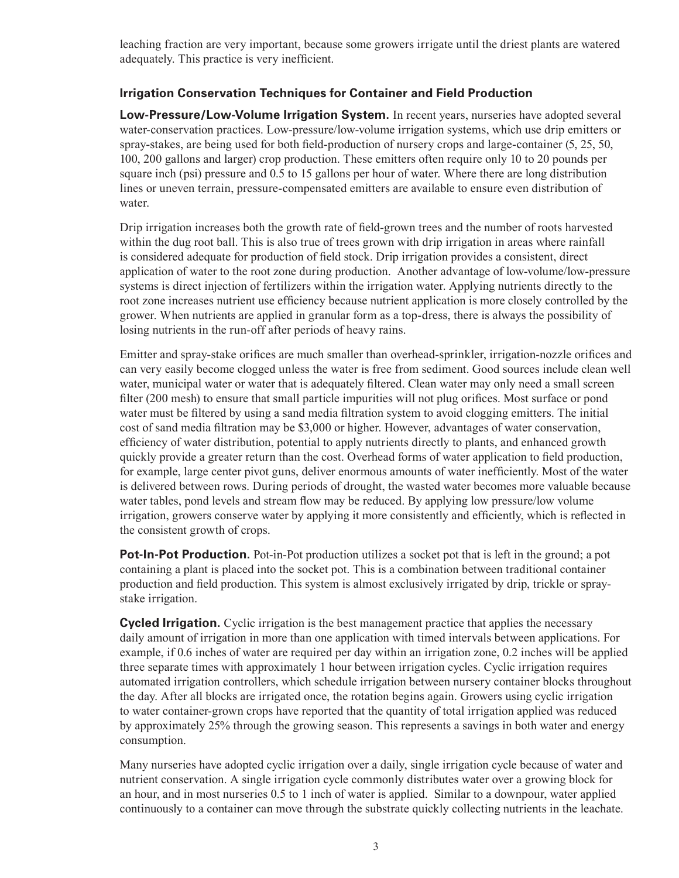leaching fraction are very important, because some growers irrigate until the driest plants are watered adequately. This practice is very inefficient.

### Irrigation Conservation Techniques for Container and Field Production

**Low-Pressure/Low-Volume Irrigation System.** In recent years, nurseries have adopted several water-conservation practices. Low-pressure/low-volume irrigation systems, which use drip emitters or spray-stakes, are being used for both field-production of nursery crops and large-container (5, 25, 50, 100, 200 gallons and larger) crop production. These emitters often require only 10 to 20 pounds per square inch (psi) pressure and 0.5 to 15 gallons per hour of water. Where there are long distribution lines or uneven terrain, pressure-compensated emitters are available to ensure even distribution of water.

Drip irrigation increases both the growth rate of field-grown trees and the number of roots harvested within the dug root ball. This is also true of trees grown with drip irrigation in areas where rainfall is considered adequate for production of field stock. Drip irrigation provides a consistent, direct application of water to the root zone during production. Another advantage of low-volume/low-pressure systems is direct injection of fertilizers within the irrigation water. Applying nutrients directly to the root zone increases nutrient use efficiency because nutrient application is more closely controlled by the grower. When nutrients are applied in granular form as a top-dress, there is always the possibility of losing nutrients in the run-off after periods of heavy rains.

Emitter and spray-stake orifices are much smaller than overhead-sprinkler, irrigation-nozzle orifices and can very easily become clogged unless the water is free from sediment. Good sources include clean well water, municipal water or water that is adequately filtered. Clean water may only need a small screen filter (200 mesh) to ensure that small particle impurities will not plug orifices. Most surface or pond water must be filtered by using a sand media filtration system to avoid clogging emitters. The initial cost of sand media filtration may be $3,000 or higher. However, advantages of water conservation, efficiency of water distribution, potential to apply nutrients directly to plants, and enhanced growth quickly provide a greater return than the cost. Overhead forms of water application to field production, for example, large center pivot guns, deliver enormous amounts of water inefficiently. Most of the water is delivered between rows. During periods of drought, the wasted water becomes more valuable because water tables, pond levels and stream flow may be reduced. By applying low pressure/low volume irrigation, growers conserve water by applying it more consistently and efficiently, which is reflected in the consistent growth of crops.

**Pot-In-Pot Production.** Pot-in-Pot production utilizes a socket pot that is left in the ground; a pot containing a plant is placed into the socket pot. This is a combination between traditional container production and field production. This system is almost exclusively irrigated by drip, trickle or spray-stake irrigation.

**Cycled Irrigation.** Cyclic irrigation is the best management practice that applies the necessary daily amount of irrigation in more than one application with timed intervals between applications. For example, if 0.6 inches of water are required per day within an irrigation zone, 0.2 inches will be applied three separate times with approximately 1 hour between irrigation cycles. Cyclic irrigation requires automated irrigation controllers, which schedule irrigation between nursery container blocks throughout the day. After all blocks are irrigated once, the rotation begins again. Growers using cyclic irrigation to water container-grown crops have reported that the quantity of total irrigation applied was reduced by approximately 25% through the growing season. This represents a savings in both water and energy consumption.

Many nurseries have adopted cyclic irrigation over a daily, single irrigation cycle because of water and nutrient conservation. A single irrigation cycle commonly distributes water over a growing block for an hour, and in most nurseries 0.5 to 1 inch of water is applied. Similar to a downpour, water applied continuously to a container can move through the substrate quickly collecting nutrients in the leachate.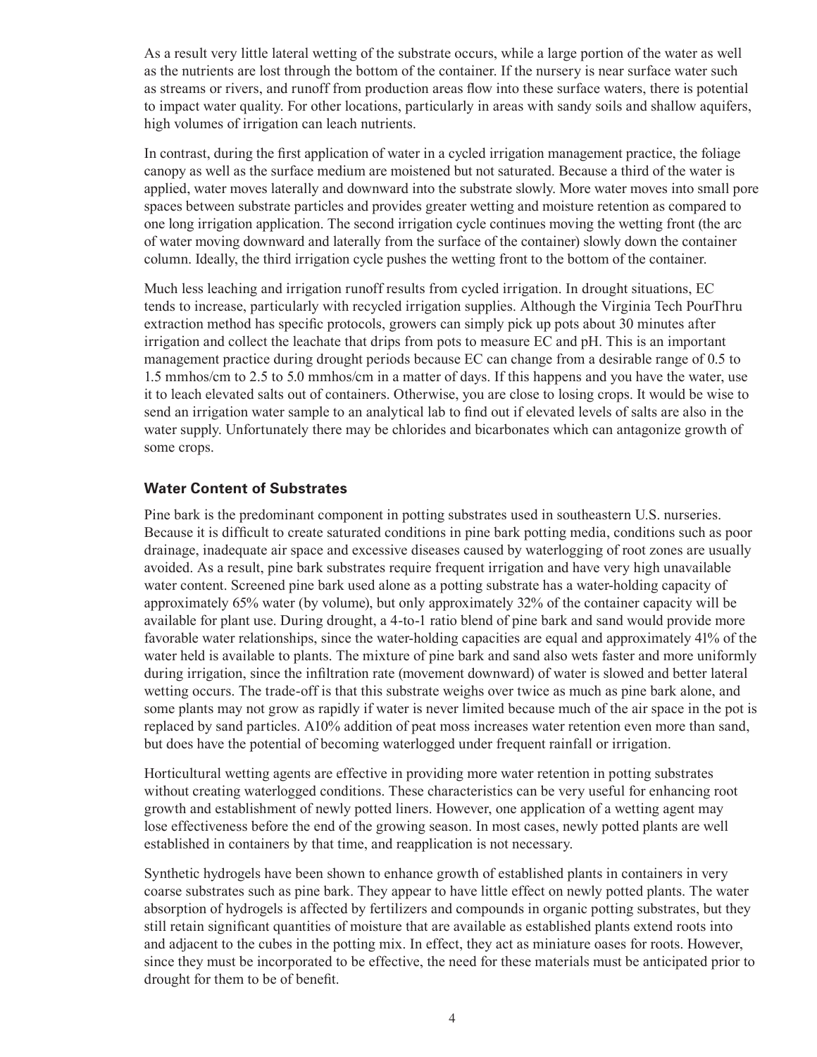As a result very little lateral wetting of the substrate occurs, while a large portion of the water as well as the nutrients are lost through the bottom of the container. If the nursery is near surface water such as streams or rivers, and runoff from production areas flow into these surface waters, there is potential to impact water quality. For other locations, particularly in areas with sandy soils and shallow aquifers, high volumes of irrigation can leach nutrients.

In contrast, during the first application of water in a cycled irrigation management practice, the foliage canopy as well as the surface medium are moistened but not saturated. Because a third of the water is applied, water moves laterally and downward into the substrate slowly. More water moves into small pore spaces between substrate particles and provides greater wetting and moisture retention as compared to one long irrigation application. The second irrigation cycle continues moving the wetting front (the arc of water moving downward and laterally from the surface of the container) slowly down the container column. Ideally, the third irrigation cycle pushes the wetting front to the bottom of the container.

Much less leaching and irrigation runoff results from cycled irrigation. In drought situations, EC tends to increase, particularly with recycled irrigation supplies. Although the Virginia Tech PourThru extraction method has specific protocols, growers can simply pick up pots about 30 minutes after irrigation and collect the leachate that drips from pots to measure EC and pH. This is an important management practice during drought periods because EC can change from a desirable range of 0.5 to 1.5 mmhos/cm to 2.5 to 5.0 mmhos/cm in a matter of days. If this happens and you have the water, use it to leach elevated salts out of containers. Otherwise, you are close to losing crops. It would be wise to send an irrigation water sample to an analytical lab to find out if elevated levels of salts are also in the water supply. Unfortunately there may be chlorides and bicarbonates which can antagonize growth of some crops.

### Water Content of Substrates

Pine bark is the predominant component in potting substrates used in southeastern U.S. nurseries. Because it is difficult to create saturated conditions in pine bark potting media, conditions such as poor drainage, inadequate air space and excessive diseases caused by waterlogging of root zones are usually avoided. As a result, pine bark substrates require frequent irrigation and have very high unavailable water content. Screened pine bark used alone as a potting substrate has a water-holding capacity of approximately 65% water (by volume), but only approximately 32% of the container capacity will be available for plant use. During drought, a 4-to-1 ratio blend of pine bark and sand would provide more favorable water relationships, since the water-holding capacities are equal and approximately 41% of the water held is available to plants. The mixture of pine bark and sand also wets faster and more uniformly during irrigation, since the infiltration rate (movement downward) of water is slowed and better lateral wetting occurs. The trade-off is that this substrate weighs over twice as much as pine bark alone, and some plants may not grow as rapidly if water is never limited because much of the air space in the pot is replaced by sand particles. A10% addition of peat moss increases water retention even more than sand, but does have the potential of becoming waterlogged under frequent rainfall or irrigation.

Horticultural wetting agents are effective in providing more water retention in potting substrates without creating waterlogged conditions. These characteristics can be very useful for enhancing root growth and establishment of newly potted liners. However, one application of a wetting agent may lose effectiveness before the end of the growing season. In most cases, newly potted plants are well established in containers by that time, and reapplication is not necessary.

Synthetic hydrogels have been shown to enhance growth of established plants in containers in very coarse substrates such as pine bark. They appear to have little effect on newly potted plants. The water absorption of hydrogels is affected by fertilizers and compounds in organic potting substrates, but they still retain significant quantities of moisture that are available as established plants extend roots into and adjacent to the cubes in the potting mix. In effect, they act as miniature oases for roots. However, since they must be incorporated to be effective, the need for these materials must be anticipated prior to drought for them to be of benefit.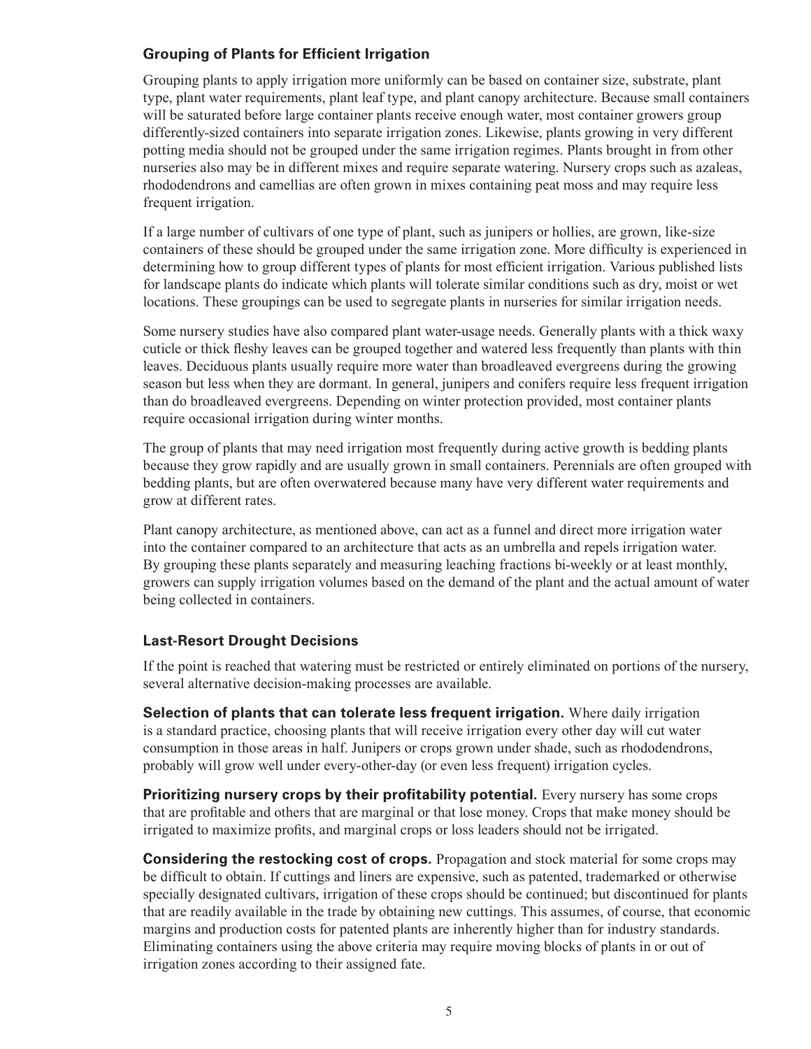### Grouping of Plants for Efficient Irrigation

Grouping plants to apply irrigation more uniformly can be based on container size, substrate, plant type, plant water requirements, plant leaf type, and plant canopy architecture. Because small containers will be saturated before large container plants receive enough water, most container growers group differently-sized containers into separate irrigation zones. Likewise, plants growing in very different potting media should not be grouped under the same irrigation regimes. Plants brought in from other nurseries also may be in different mixes and require separate watering. Nursery crops such as azaleas, rhododendrons and camellias are often grown in mixes containing peat moss and may require less frequent irrigation.

If a large number of cultivars of one type of plant, such as junipers or hollies, are grown, like-size containers of these should be grouped under the same irrigation zone. More difficulty is experienced in determining how to group different types of plants for most efficient irrigation. Various published lists for landscape plants do indicate which plants will tolerate similar conditions such as dry, moist or wet locations. These groupings can be used to segregate plants in nurseries for similar irrigation needs.

Some nursery studies have also compared plant water-usage needs. Generally plants with a thick waxy cuticle or thick fleshy leaves can be grouped together and watered less frequently than plants with thin leaves. Deciduous plants usually require more water than broadleaved evergreens during the growing season but less when they are dormant. In general, junipers and conifers require less frequent irrigation than do broadleaved evergreens. Depending on winter protection provided, most container plants require occasional irrigation during winter months.

The group of plants that may need irrigation most frequently during active growth is bedding plants because they grow rapidly and are usually grown in small containers. Perennials are often grouped with bedding plants, but are often overwatered because many have very different water requirements and grow at different rates.

Plant canopy architecture, as mentioned above, can act as a funnel and direct more irrigation water into the container compared to an architecture that acts as an umbrella and repels irrigation water. By grouping these plants separately and measuring leaching fractions bi-weekly or at least monthly, growers can supply irrigation volumes based on the demand of the plant and the actual amount of water being collected in containers.

### Last-Resort Drought Decisions

If the point is reached that watering must be restricted or entirely eliminated on portions of the nursery, several alternative decision-making processes are available.

**Selection of plants that can tolerate less frequent irrigation.** Where daily irrigation is a standard practice, choosing plants that will receive irrigation every other day will cut water consumption in those areas in half. Junipers or crops grown under shade, such as rhododendrons, probably will grow well under every-other-day (or even less frequent) irrigation cycles.

**Prioritizing nursery crops by their profitability potential.** Every nursery has some crops that are profitable and others that are marginal or that lose money. Crops that make money should be irrigated to maximize profits, and marginal crops or loss leaders should not be irrigated.

**Considering the restocking cost of crops.** Propagation and stock material for some crops may be difficult to obtain. If cuttings and liners are expensive, such as patented, trademarked or otherwise specially designated cultivars, irrigation of these crops should be continued; but discontinued for plants that are readily available in the trade by obtaining new cuttings. This assumes, of course, that economic margins and production costs for patented plants are inherently higher than for industry standards. Eliminating containers using the above criteria may require moving blocks of plants in or out of irrigation zones according to their assigned fate.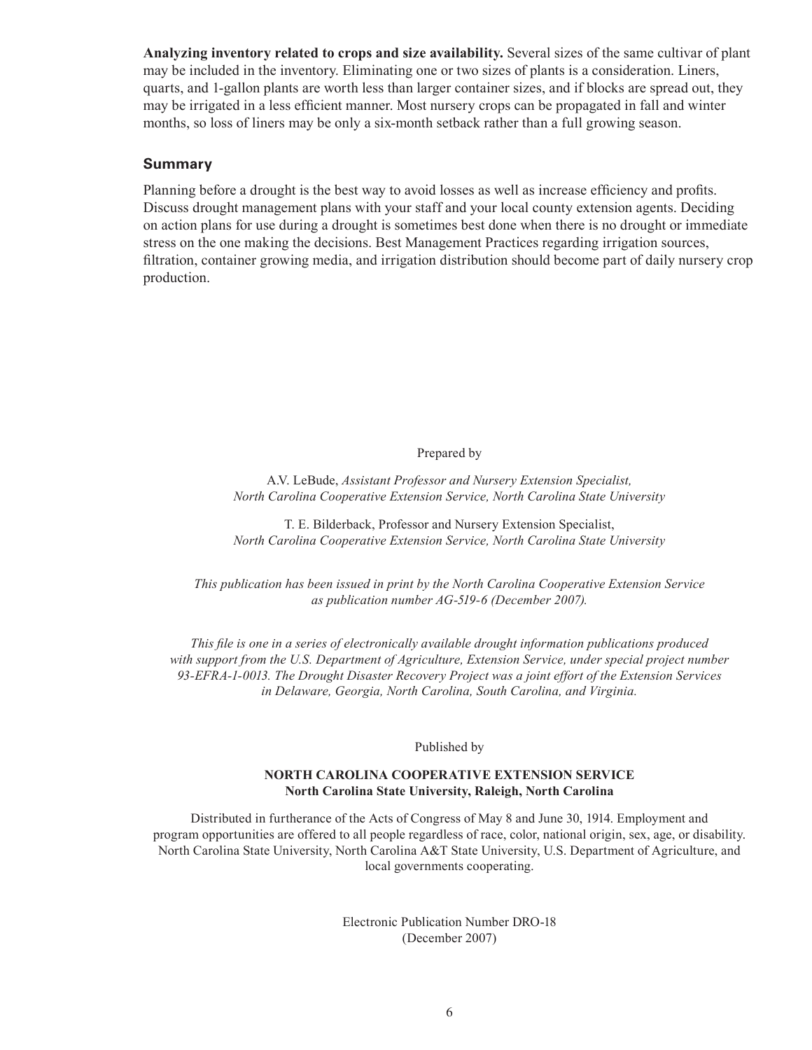**Analyzing inventory related to crops and size availability.** Several sizes of the same cultivar of plant may be included in the inventory. Eliminating one or two sizes of plants is a consideration. Liners, quarts, and 1-gallon plants are worth less than larger container sizes, and if blocks are spread out, they may be irrigated in a less efficient manner. Most nursery crops can be propagated in fall and winter months, so loss of liners may be only a six-month setback rather than a full growing season.

## Summary

Planning before a drought is the best way to avoid losses as well as increase efficiency and profits. Discuss drought management plans with your staff and your local county extension agents. Deciding on action plans for use during a drought is sometimes best done when there is no drought or immediate stress on the one making the decisions. Best Management Practices regarding irrigation sources, filtration, container growing media, and irrigation distribution should become part of daily nursery crop production.

Prepared by

A.V. LeBude, *Assistant Professor and Nursery Extension Specialist, North Carolina Cooperative Extension Service, North Carolina State University*

T. E. Bilderback, Professor and Nursery Extension Specialist, *North Carolina Cooperative Extension Service, North Carolina State University*

*This publication has been issued in print by the North Carolina Cooperative Extension Service as publication number AG-519-6 (December 2007).*

*This file is one in a series of electronically available drought information publications produced with support from the U.S. Department of Agriculture, Extension Service, under special project number 93-EFRA-1-0013. The Drought Disaster Recovery Project was a joint effort of the Extension Services in Delaware, Georgia, North Carolina, South Carolina, and Virginia.*

Published by

**NORTH CAROLINA COOPERATIVE EXTENSION SERVICE**
**North Carolina State University, Raleigh, North Carolina**

Distributed in furtherance of the Acts of Congress of May 8 and June 30, 1914. Employment and program opportunities are offered to all people regardless of race, color, national origin, sex, age, or disability. North Carolina State University, North Carolina A&T State University, U.S. Department of Agriculture, and local governments cooperating.

Electronic Publication Number DRO-18
(December 2007)